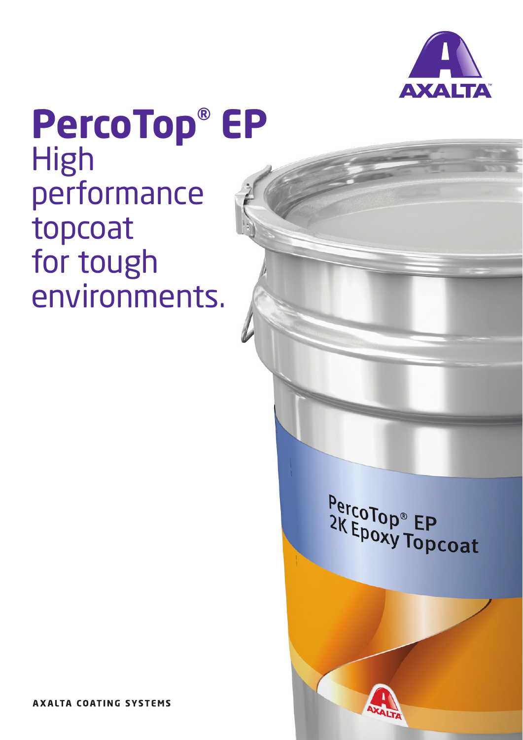# PercoTop® EP

High performance topcoat for tough environments.

PercoTop® EP
2K Epoxy Topcoat

AXALTA COATING SYSTEMS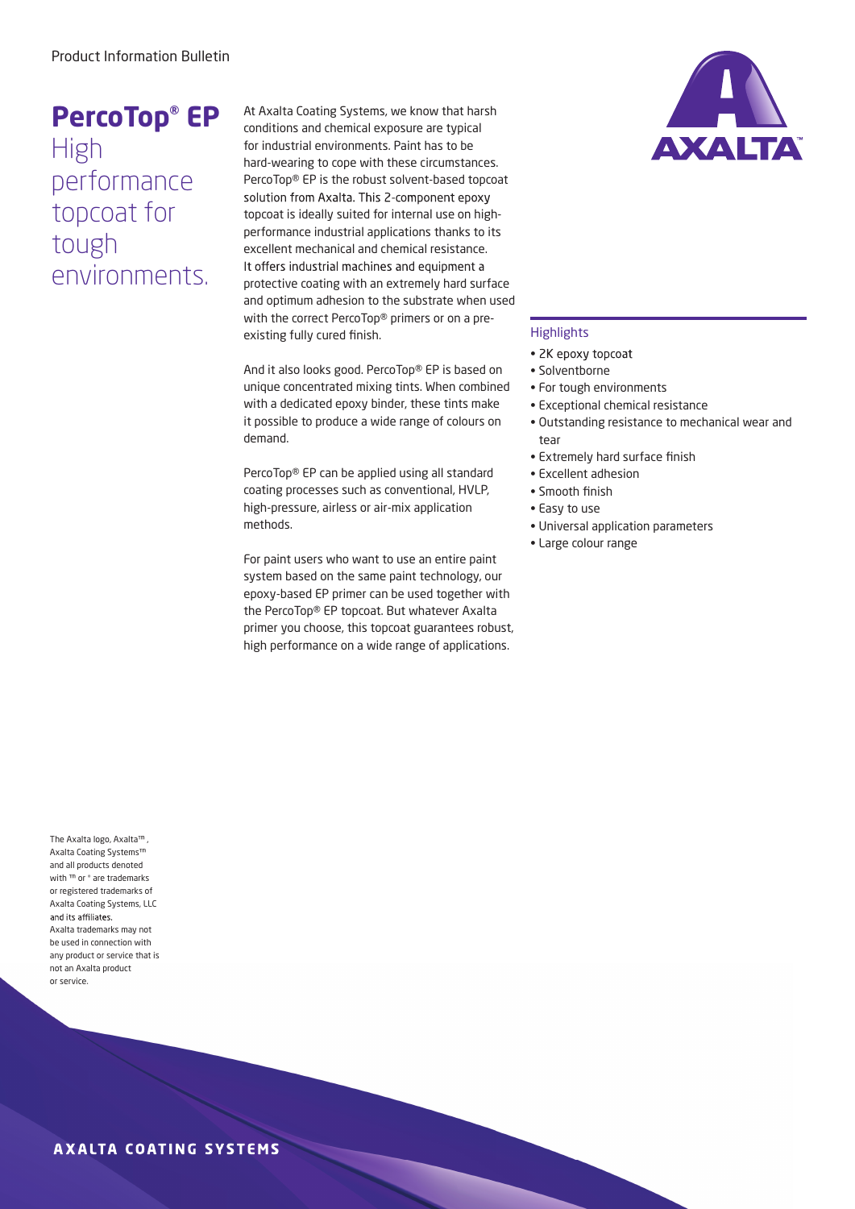Product Information Bulletin

# PercoTop® EP

## High performance topcoat for tough environments.

At Axalta Coating Systems, we know that harsh conditions and chemical exposure are typical for industrial environments. Paint has to be hard-wearing to cope with these circumstances. PercoTop® EP is the robust solvent-based topcoat solution from Axalta. This 2-component epoxy topcoat is ideally suited for internal use on high-performance industrial applications thanks to its excellent mechanical and chemical resistance. It offers industrial machines and equipment a protective coating with an extremely hard surface and optimum adhesion to the substrate when used with the correct PercoTop® primers or on a pre-existing fully cured finish.

And it also looks good. PercoTop® EP is based on unique concentrated mixing tints. When combined with a dedicated epoxy binder, these tints make it possible to produce a wide range of colours on demand.

PercoTop® EP can be applied using all standard coating processes such as conventional, HVLP, high-pressure, airless or air-mix application methods.

For paint users who want to use an entire paint system based on the same paint technology, our epoxy-based EP primer can be used together with the PercoTop® EP topcoat. But whatever Axalta primer you choose, this topcoat guarantees robust, high performance on a wide range of applications.

### Highlights

- 2K epoxy topcoat
- Solventborne
- For tough environments
- Exceptional chemical resistance
- Outstanding resistance to mechanical wear and tear
- Extremely hard surface finish
- Excellent adhesion
- Smooth finish
- Easy to use
- Universal application parameters
- Large colour range

The Axalta logo, Axalta™, Axalta Coating Systems™ and all products denoted with ™ or ® are trademarks or registered trademarks of Axalta Coating Systems, LLC and its affiliates. Axalta trademarks may not be used in connection with any product or service that is not an Axalta product or service.

AXALTA COATING SYSTEMS